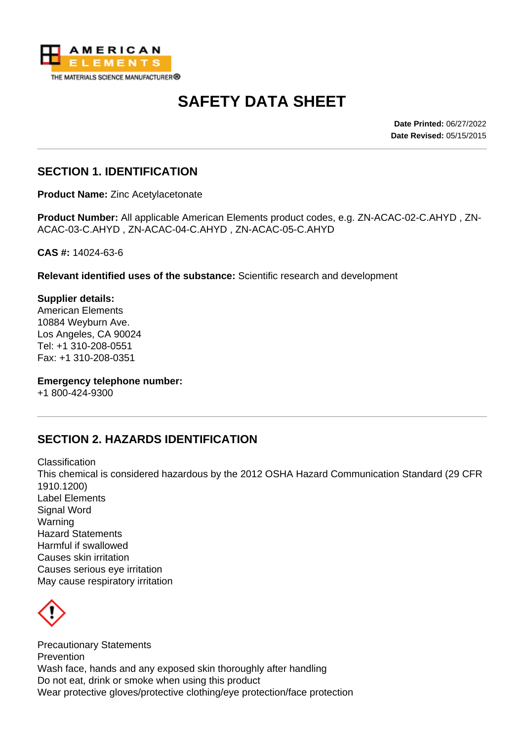# SAFETY DATA SHEET

**Date Printed:** 06/27/2022
**Date Revised:** 05/15/2015

## SECTION 1. IDENTIFICATION

**Product Name:** Zinc Acetylacetonate

**Product Number:** All applicable American Elements product codes, e.g. ZN-ACAC-02-C.AHYD , ZN-ACAC-03-C.AHYD , ZN-ACAC-04-C.AHYD , ZN-ACAC-05-C.AHYD

**CAS #:** 14024-63-6

**Relevant identified uses of the substance:** Scientific research and development

**Supplier details:**
American Elements
10884 Weyburn Ave.
Los Angeles, CA 90024
Tel: +1 310-208-0551
Fax: +1 310-208-0351

**Emergency telephone number:**
+1 800-424-9300

## SECTION 2. HAZARDS IDENTIFICATION

Classification
This chemical is considered hazardous by the 2012 OSHA Hazard Communication Standard (29 CFR 1910.1200)
Label Elements
Signal Word
Warning
Hazard Statements
Harmful if swallowed
Causes skin irritation
Causes serious eye irritation
May cause respiratory irritation

Precautionary Statements
Prevention
Wash face, hands and any exposed skin thoroughly after handling
Do not eat, drink or smoke when using this product
Wear protective gloves/protective clothing/eye protection/face protection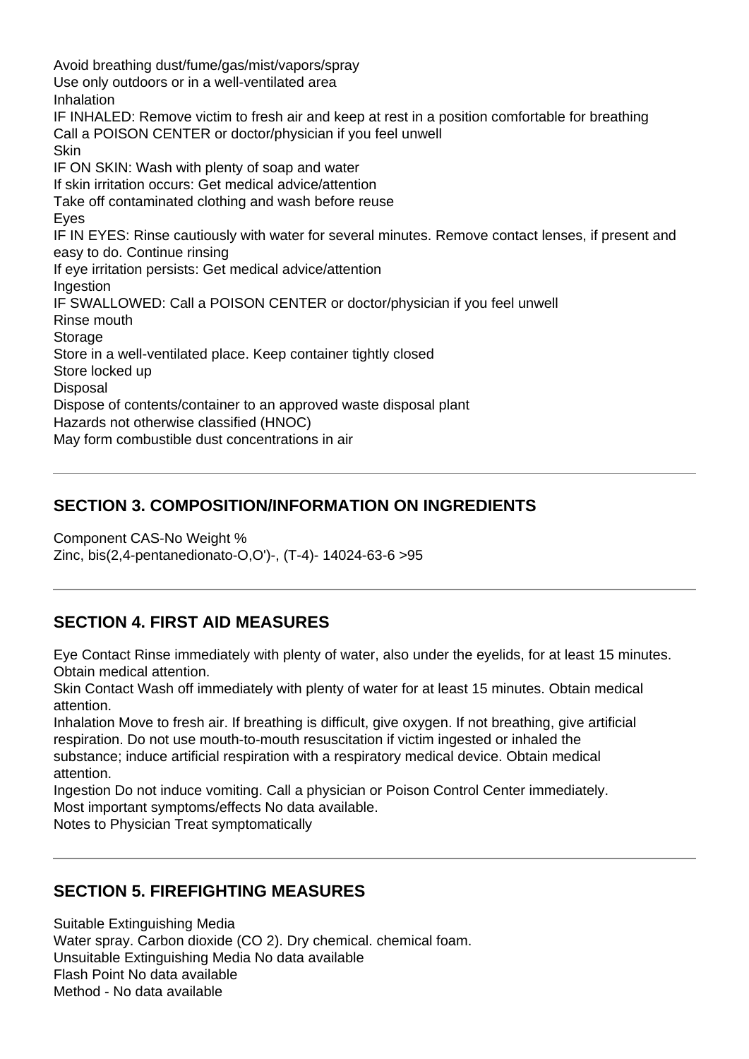Avoid breathing dust/fume/gas/mist/vapors/spray
Use only outdoors or in a well-ventilated area
Inhalation
IF INHALED: Remove victim to fresh air and keep at rest in a position comfortable for breathing
Call a POISON CENTER or doctor/physician if you feel unwell
Skin
IF ON SKIN: Wash with plenty of soap and water
If skin irritation occurs: Get medical advice/attention
Take off contaminated clothing and wash before reuse
Eyes
IF IN EYES: Rinse cautiously with water for several minutes. Remove contact lenses, if present and easy to do. Continue rinsing
If eye irritation persists: Get medical advice/attention
Ingestion
IF SWALLOWED: Call a POISON CENTER or doctor/physician if you feel unwell
Rinse mouth
Storage
Store in a well-ventilated place. Keep container tightly closed
Store locked up
Disposal
Dispose of contents/container to an approved waste disposal plant
Hazards not otherwise classified (HNOC)
May form combustible dust concentrations in air

## SECTION 3. COMPOSITION/INFORMATION ON INGREDIENTS

| Component | CAS-No | Weight % |
| --- | --- | --- |
| Zinc, bis(2,4-pentanedionato-O,O')-, (T-4)- | 14024-63-6 | >95 |

## SECTION 4. FIRST AID MEASURES

Eye Contact Rinse immediately with plenty of water, also under the eyelids, for at least 15 minutes. Obtain medical attention.
Skin Contact Wash off immediately with plenty of water for at least 15 minutes. Obtain medical attention.
Inhalation Move to fresh air. If breathing is difficult, give oxygen. If not breathing, give artificial respiration. Do not use mouth-to-mouth resuscitation if victim ingested or inhaled the substance; induce artificial respiration with a respiratory medical device. Obtain medical attention.
Ingestion Do not induce vomiting. Call a physician or Poison Control Center immediately.
Most important symptoms/effects No data available.
Notes to Physician Treat symptomatically

## SECTION 5. FIREFIGHTING MEASURES

Suitable Extinguishing Media
Water spray. Carbon dioxide ($CO_2$). Dry chemical. chemical foam.
Unsuitable Extinguishing Media No data available
Flash Point No data available
Method - No data available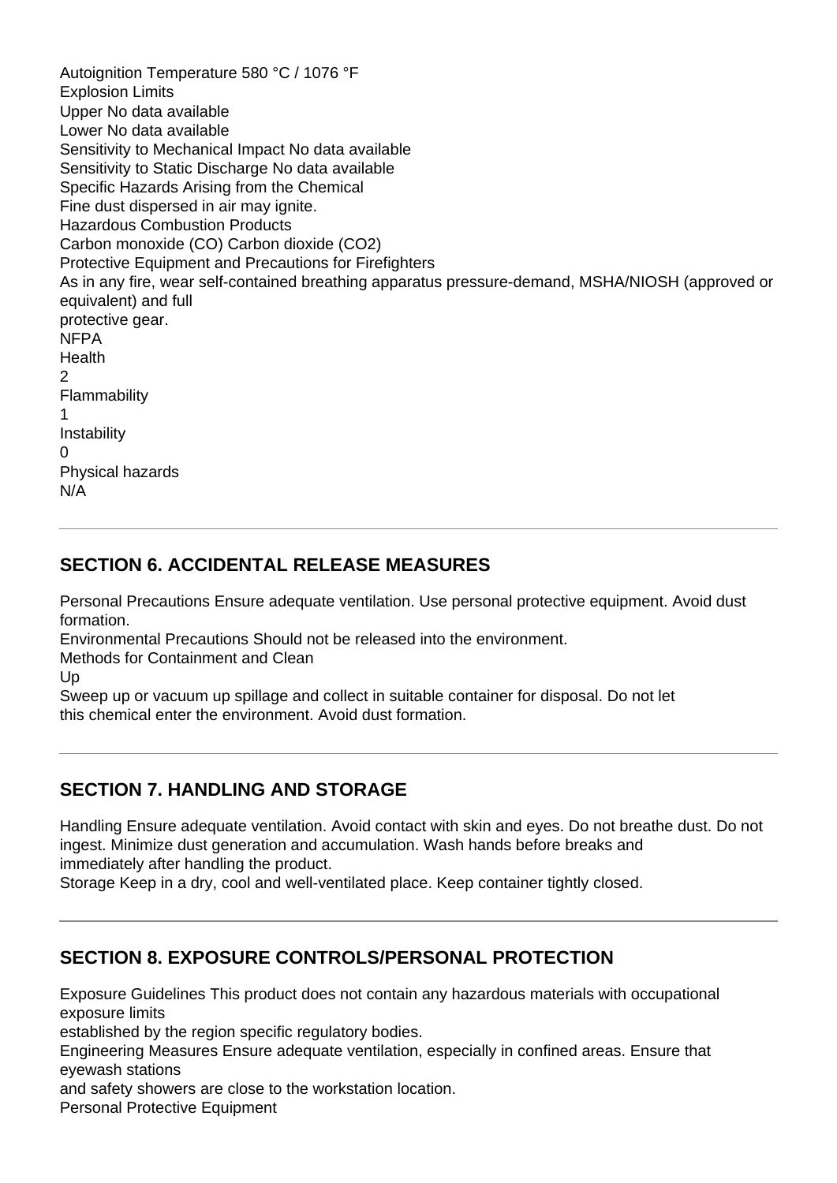Autoignition Temperature 580 °C / 1076 °F
Explosion Limits
Upper No data available
Lower No data available
Sensitivity to Mechanical Impact No data available
Sensitivity to Static Discharge No data available
Specific Hazards Arising from the Chemical
Fine dust dispersed in air may ignite.
Hazardous Combustion Products
Carbon monoxide (CO) Carbon dioxide ($CO_2$)
Protective Equipment and Precautions for Firefighters
As in any fire, wear self-contained breathing apparatus pressure-demand, MSHA/NIOSH (approved or equivalent) and full
protective gear.
NFPA
Health
2
Flammability
1
Instability
0
Physical hazards
N/A

---

## SECTION 6. ACCIDENTAL RELEASE MEASURES

Personal Precautions Ensure adequate ventilation. Use personal protective equipment. Avoid dust formation.
Environmental Precautions Should not be released into the environment.
Methods for Containment and Clean
Up
Sweep up or vacuum up spillage and collect in suitable container for disposal. Do not let
this chemical enter the environment. Avoid dust formation.

---

## SECTION 7. HANDLING AND STORAGE

Handling Ensure adequate ventilation. Avoid contact with skin and eyes. Do not breathe dust. Do not ingest. Minimize dust generation and accumulation. Wash hands before breaks and
immediately after handling the product.
Storage Keep in a dry, cool and well-ventilated place. Keep container tightly closed.

---

## SECTION 8. EXPOSURE CONTROLS/PERSONAL PROTECTION

Exposure Guidelines This product does not contain any hazardous materials with occupational exposure limits
established by the region specific regulatory bodies.
Engineering Measures Ensure adequate ventilation, especially in confined areas. Ensure that eyewash stations
and safety showers are close to the workstation location.
Personal Protective Equipment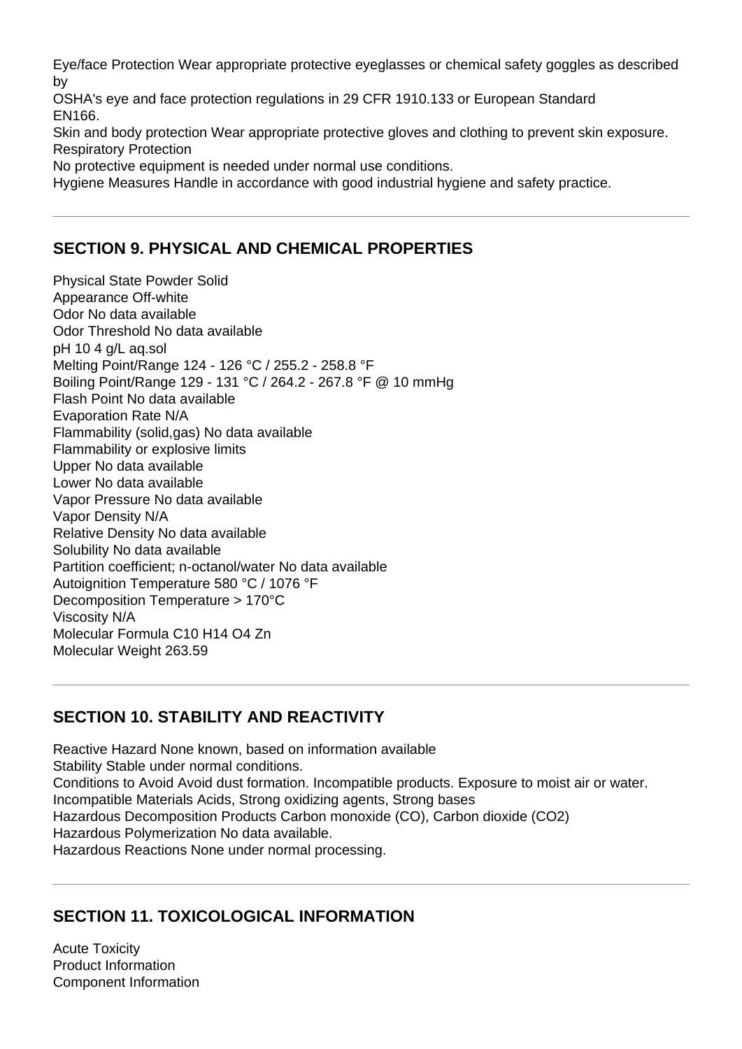Eye/face Protection Wear appropriate protective eyeglasses or chemical safety goggles as described by
OSHA's eye and face protection regulations in 29 CFR 1910.133 or European Standard EN166.
Skin and body protection Wear appropriate protective gloves and clothing to prevent skin exposure.
Respiratory Protection
No protective equipment is needed under normal use conditions.
Hygiene Measures Handle in accordance with good industrial hygiene and safety practice.

---

## SECTION 9. PHYSICAL AND CHEMICAL PROPERTIES

Physical State Powder Solid
Appearance Off-white
Odor No data available
Odor Threshold No data available
pH 10 4 g/L aq.sol
Melting Point/Range 124 - 126 °C / 255.2 - 258.8 °F
Boiling Point/Range 129 - 131 °C / 264.2 - 267.8 °F @ 10 mmHg
Flash Point No data available
Evaporation Rate N/A
Flammability (solid,gas) No data available
Flammability or explosive limits
Upper No data available
Lower No data available
Vapor Pressure No data available
Vapor Density N/A
Relative Density No data available
Solubility No data available
Partition coefficient; n-octanol/water No data available
Autoignition Temperature 580 °C / 1076 °F
Decomposition Temperature > 170°C
Viscosity N/A
Molecular Formula C10 H14 O4 Zn
Molecular Weight 263.59

---

## SECTION 10. STABILITY AND REACTIVITY

Reactive Hazard None known, based on information available
Stability Stable under normal conditions.
Conditions to Avoid Avoid dust formation. Incompatible products. Exposure to moist air or water.
Incompatible Materials Acids, Strong oxidizing agents, Strong bases
Hazardous Decomposition Products Carbon monoxide (CO), Carbon dioxide (CO2)
Hazardous Polymerization No data available.
Hazardous Reactions None under normal processing.

---

## SECTION 11. TOXICOLOGICAL INFORMATION

Acute Toxicity
Product Information
Component Information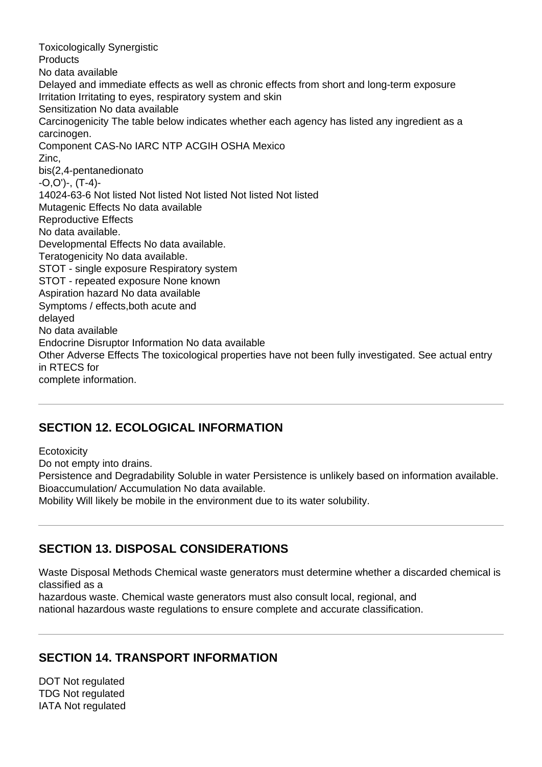Toxicologically Synergistic
Products
No data available
Delayed and immediate effects as well as chronic effects from short and long-term exposure
Irritation Irritating to eyes, respiratory system and skin
Sensitization No data available
Carcinogenicity The table below indicates whether each agency has listed any ingredient as a carcinogen.

| Component | CAS-No | IARC | NTP | ACGIH | OSHA | Mexico |
|---|---|---|---|---|---|---|
| Zinc, bis(2,4-pentanedionato -O,O')-, (T-4)- | 14024-63-6 | Not listed | Not listed | Not listed | Not listed | Not listed |

Mutagenic Effects No data available
Reproductive Effects
No data available.
Developmental Effects No data available.
Teratogenicity No data available.
STOT - single exposure Respiratory system
STOT - repeated exposure None known
Aspiration hazard No data available
Symptoms / effects,both acute and delayed
No data available
Endocrine Disruptor Information No data available
Other Adverse Effects The toxicological properties have not been fully investigated. See actual entry in RTECS for complete information.

## SECTION 12. ECOLOGICAL INFORMATION

Ecotoxicity
Do not empty into drains.
Persistence and Degradability Soluble in water Persistence is unlikely based on information available.
Bioaccumulation/ Accumulation No data available.
Mobility Will likely be mobile in the environment due to its water solubility.

## SECTION 13. DISPOSAL CONSIDERATIONS

Waste Disposal Methods Chemical waste generators must determine whether a discarded chemical is classified as a hazardous waste. Chemical waste generators must also consult local, regional, and national hazardous waste regulations to ensure complete and accurate classification.

## SECTION 14. TRANSPORT INFORMATION

DOT Not regulated
TDG Not regulated
IATA Not regulated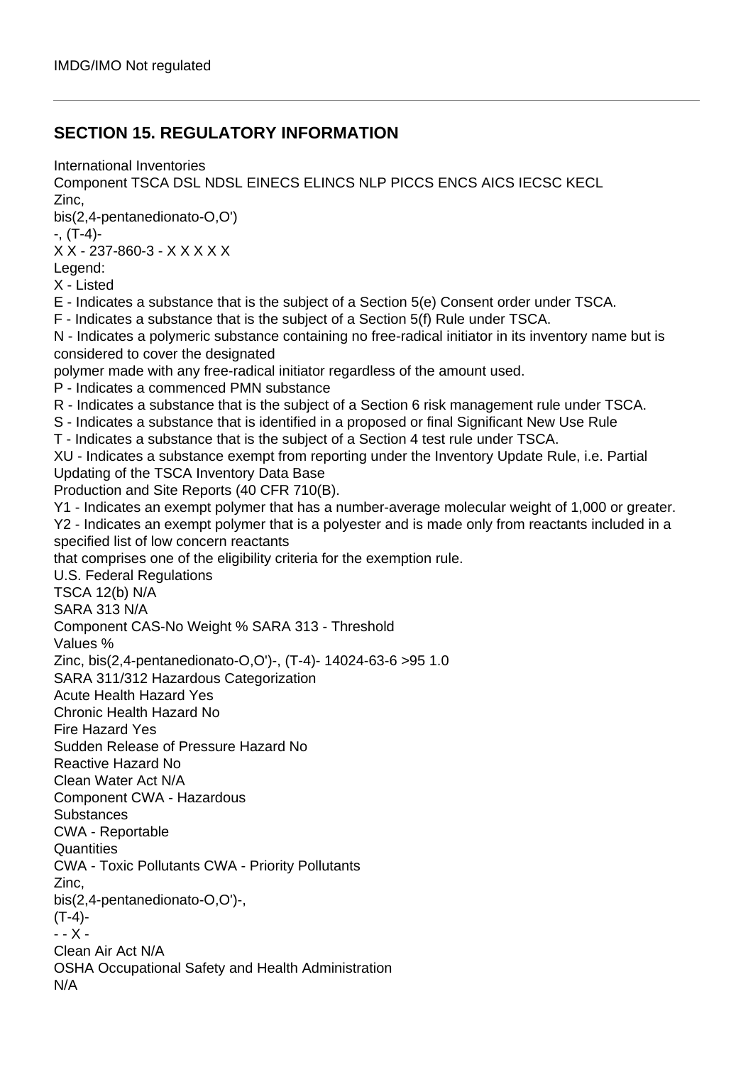IMDG/IMO Not regulated

---

## SECTION 15. REGULATORY INFORMATION

International Inventories

| Component | TSCA | DSL | NDSL | EINECS | ELINCS | NLP | PICCS | ENCS | AICS | IECSC | KECL |
|---|---|---|---|---|---|---|---|---|---|---|---|
| Zinc, bis(2,4-pentanedionato-O,O') -, (T-4)- | X | X | - | 237-860-3 | - | X | X | X | X | X | |

Legend:

X - Listed

E - Indicates a substance that is the subject of a Section 5(e) Consent order under TSCA.

F - Indicates a substance that is the subject of a Section 5(f) Rule under TSCA.

N - Indicates a polymeric substance containing no free-radical initiator in its inventory name but is considered to cover the designated polymer made with any free-radical initiator regardless of the amount used.

P - Indicates a commenced PMN substance

R - Indicates a substance that is the subject of a Section 6 risk management rule under TSCA.

S - Indicates a substance that is identified in a proposed or final Significant New Use Rule

T - Indicates a substance that is the subject of a Section 4 test rule under TSCA.

XU - Indicates a substance exempt from reporting under the Inventory Update Rule, i.e. Partial Updating of the TSCA Inventory Data Base Production and Site Reports (40 CFR 710(B).

Y1 - Indicates an exempt polymer that has a number-average molecular weight of 1,000 or greater.

Y2 - Indicates an exempt polymer that is a polyester and is made only from reactants included in a specified list of low concern reactants that comprises one of the eligibility criteria for the exemption rule.

U.S. Federal Regulations

TSCA 12(b) N/A

SARA 313 N/A

| Component | CAS-No | Weight % | SARA 313 - Threshold Values % |
|---|---|---|---|
| Zinc, bis(2,4-pentanedionato-O,O')-, (T-4)- | 14024-63-6 | >95 | 1.0 |

SARA 311/312 Hazardous Categorization

Acute Health Hazard Yes

Chronic Health Hazard No

Fire Hazard Yes

Sudden Release of Pressure Hazard No

Reactive Hazard No

Clean Water Act N/A

| Component | CWA - Hazardous Substances | CWA - Reportable Quantities | CWA - Toxic Pollutants | CWA - Priority Pollutants |
|---|---|---|---|---|
| Zinc, bis(2,4-pentanedionato-O,O')-, (T-4)- | - | - | X | - |

Clean Air Act N/A

OSHA Occupational Safety and Health Administration

N/A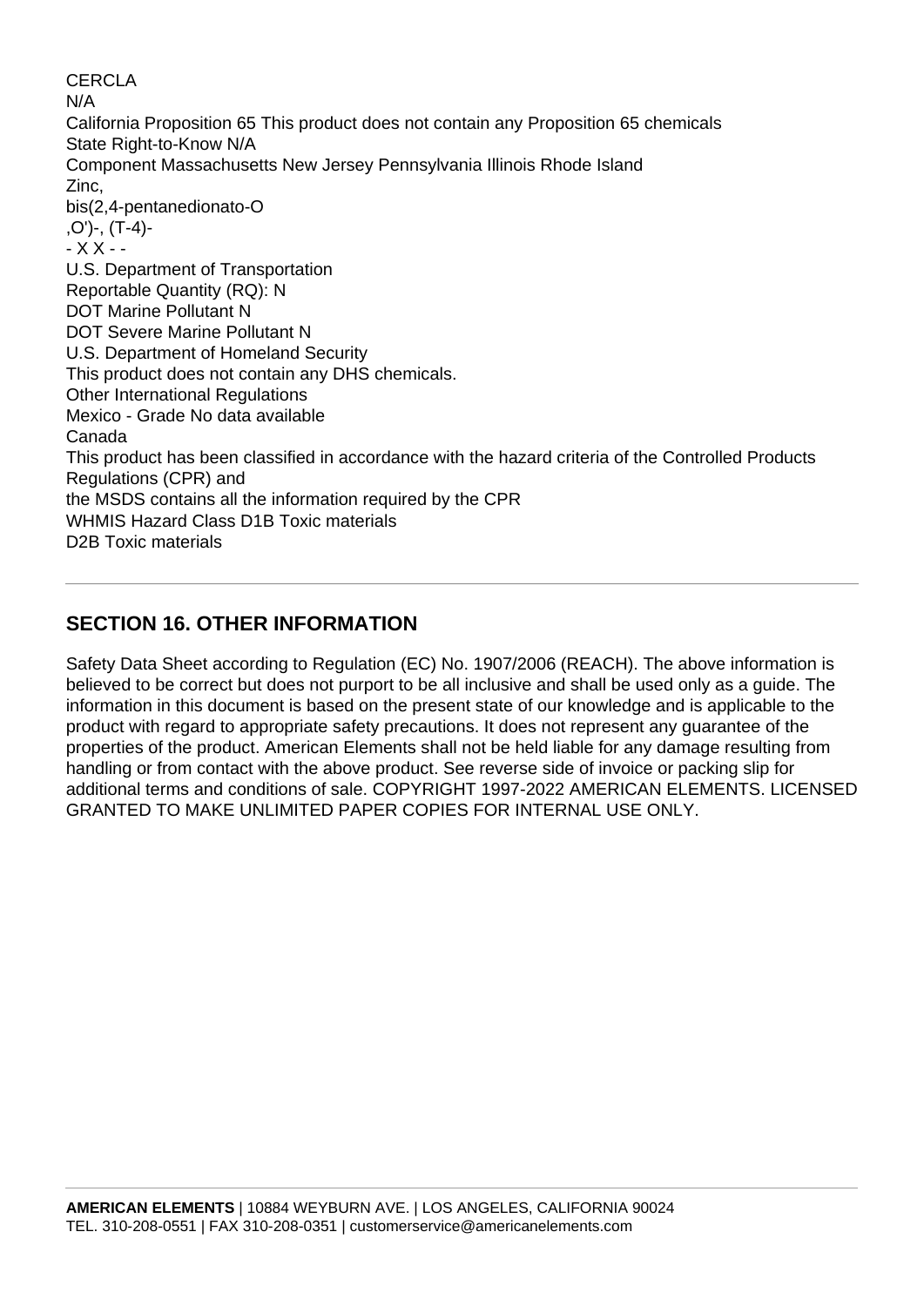CERCLA
N/A
California Proposition 65 This product does not contain any Proposition 65 chemicals
State Right-to-Know N/A

| Component | Massachusetts | New Jersey | Pennsylvania | Illinois | Rhode Island |
|---|---|---|---|---|---|
| Zinc, bis(2,4-pentanedionato-O,O')-, (T-4)- | - | X | X | - | - |

U.S. Department of Transportation
Reportable Quantity (RQ): N
DOT Marine Pollutant N
DOT Severe Marine Pollutant N
U.S. Department of Homeland Security
This product does not contain any DHS chemicals.
Other International Regulations
Mexico - Grade No data available
Canada
This product has been classified in accordance with the hazard criteria of the Controlled Products Regulations (CPR) and
the MSDS contains all the information required by the CPR
WHMIS Hazard Class D1B Toxic materials
D2B Toxic materials

## SECTION 16. OTHER INFORMATION

Safety Data Sheet according to Regulation (EC) No. 1907/2006 (REACH). The above information is believed to be correct but does not purport to be all inclusive and shall be used only as a guide. The information in this document is based on the present state of our knowledge and is applicable to the product with regard to appropriate safety precautions. It does not represent any guarantee of the properties of the product. American Elements shall not be held liable for any damage resulting from handling or from contact with the above product. See reverse side of invoice or packing slip for additional terms and conditions of sale. COPYRIGHT 1997-2022 AMERICAN ELEMENTS. LICENSED GRANTED TO MAKE UNLIMITED PAPER COPIES FOR INTERNAL USE ONLY.